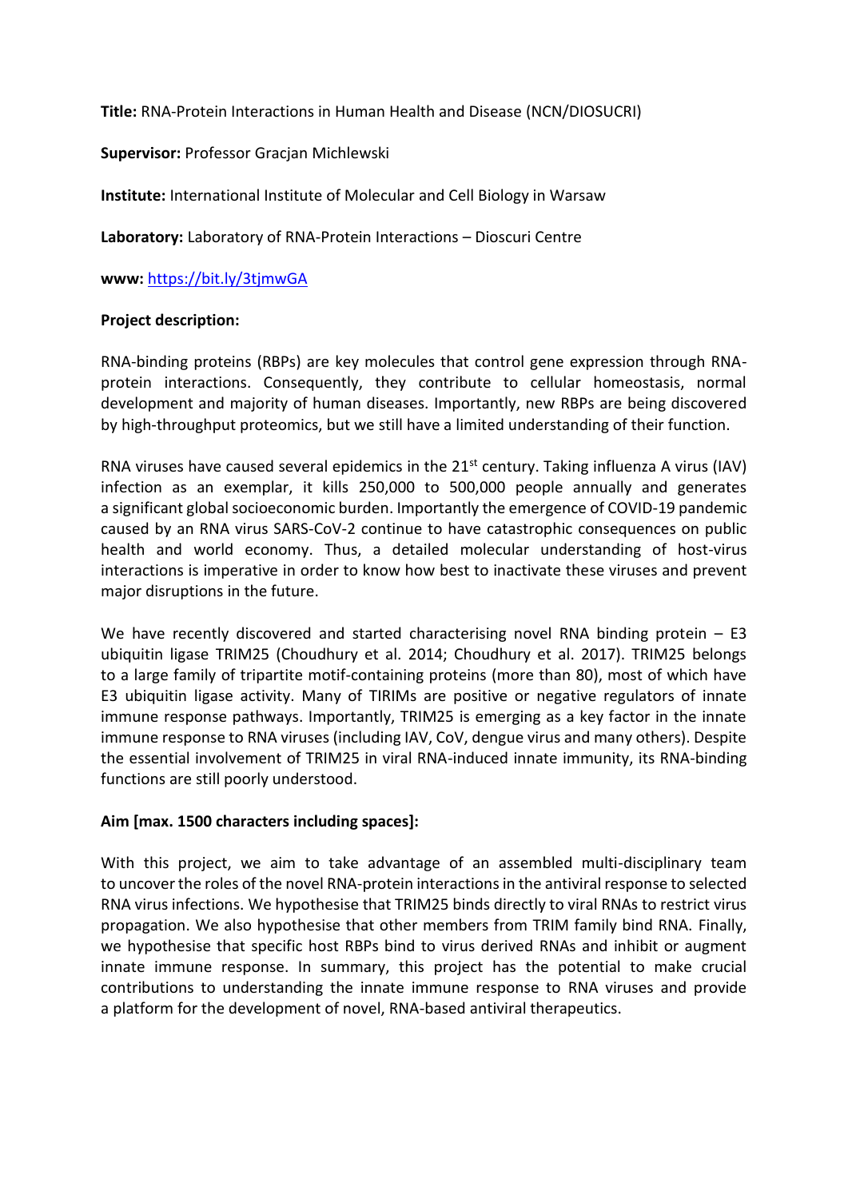**Title:** RNA-Protein Interactions in Human Health and Disease (NCN/DIOSUCRI)

**Supervisor:** Professor Gracjan Michlewski

**Institute:** International Institute of Molecular and Cell Biology in Warsaw

**Laboratory:** Laboratory of RNA-Protein Interactions – Dioscuri Centre

**www:** [https://bit.ly/3tjmwGA](https://bit.ly/3tjmwGA)

**Project description:**

RNA-binding proteins (RBPs) are key molecules that control gene expression through RNA-protein interactions. Consequently, they contribute to cellular homeostasis, normal development and majority of human diseases. Importantly, new RBPs are being discovered by high-throughput proteomics, but we still have a limited understanding of their function.

RNA viruses have caused several epidemics in the 21st century. Taking influenza A virus (IAV) infection as an exemplar, it kills 250,000 to 500,000 people annually and generates a significant global socioeconomic burden. Importantly the emergence of COVID-19 pandemic caused by an RNA virus SARS-CoV-2 continue to have catastrophic consequences on public health and world economy. Thus, a detailed molecular understanding of host-virus interactions is imperative in order to know how best to inactivate these viruses and prevent major disruptions in the future.

We have recently discovered and started characterising novel RNA binding protein – E3 ubiquitin ligase TRIM25 (Choudhury et al. 2014; Choudhury et al. 2017). TRIM25 belongs to a large family of tripartite motif-containing proteins (more than 80), most of which have E3 ubiquitin ligase activity. Many of TIRIMs are positive or negative regulators of innate immune response pathways. Importantly, TRIM25 is emerging as a key factor in the innate immune response to RNA viruses (including IAV, CoV, dengue virus and many others). Despite the essential involvement of TRIM25 in viral RNA-induced innate immunity, its RNA-binding functions are still poorly understood.

**Aim [max. 1500 characters including spaces]:**

With this project, we aim to take advantage of an assembled multi-disciplinary team to uncover the roles of the novel RNA-protein interactions in the antiviral response to selected RNA virus infections. We hypothesise that TRIM25 binds directly to viral RNAs to restrict virus propagation. We also hypothesise that other members from TRIM family bind RNA. Finally, we hypothesise that specific host RBPs bind to virus derived RNAs and inhibit or augment innate immune response. In summary, this project has the potential to make crucial contributions to understanding the innate immune response to RNA viruses and provide a platform for the development of novel, RNA-based antiviral therapeutics.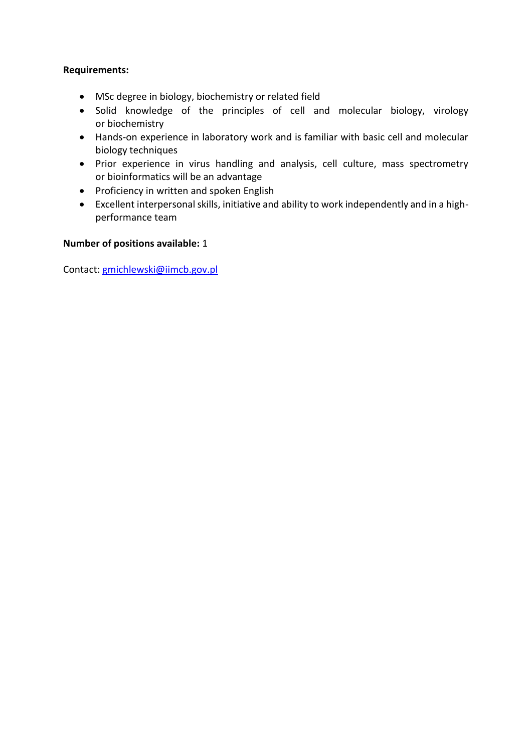**Requirements:**

- MSc degree in biology, biochemistry or related field
- Solid knowledge of the principles of cell and molecular biology, virology or biochemistry
- Hands-on experience in laboratory work and is familiar with basic cell and molecular biology techniques
- Prior experience in virus handling and analysis, cell culture, mass spectrometry or bioinformatics will be an advantage
- Proficiency in written and spoken English
- Excellent interpersonal skills, initiative and ability to work independently and in a high-performance team

**Number of positions available:** 1

Contact: gmichlewski@iimcb.gov.pl